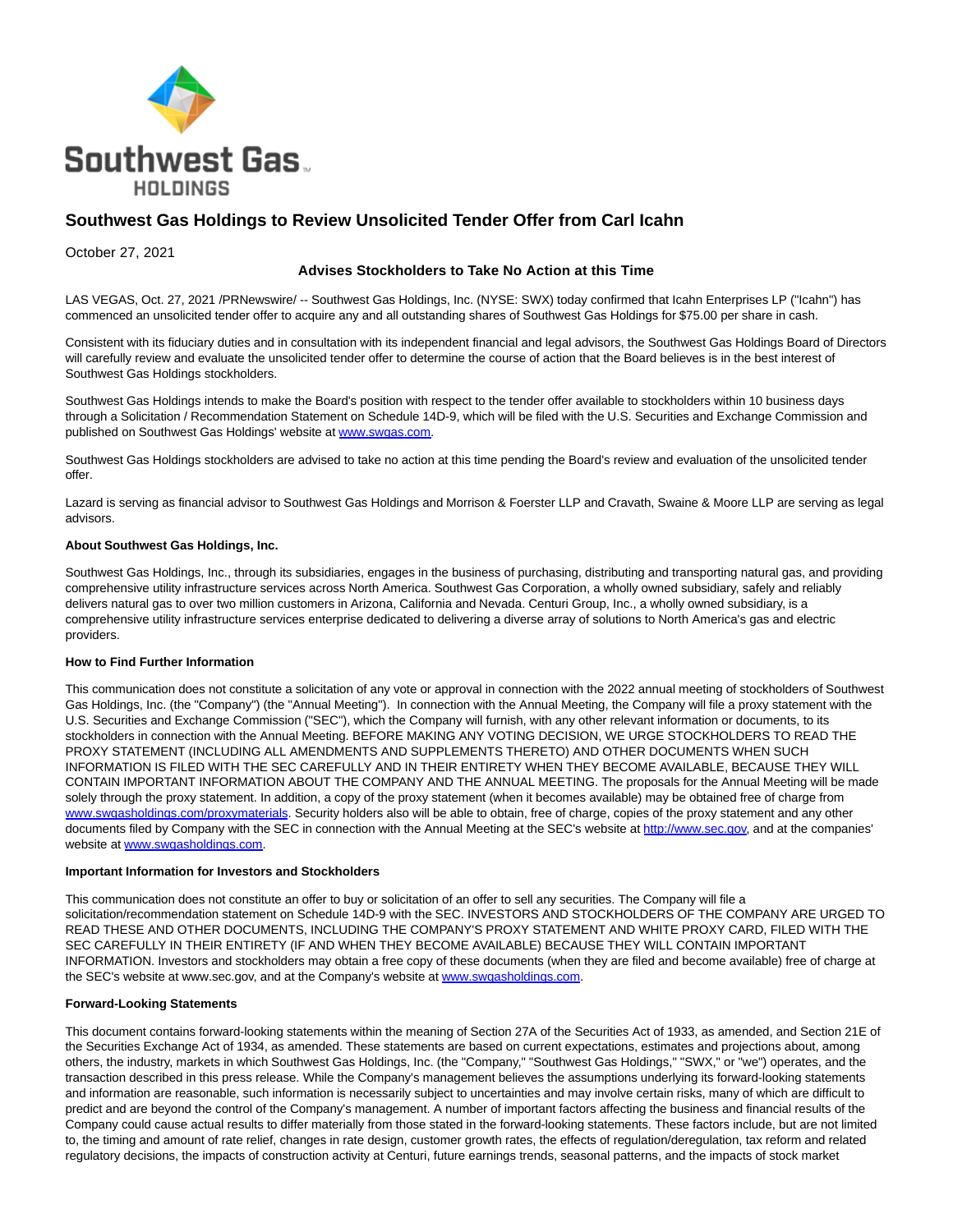# Southwest Gas Holdings to Review Unsolicited Tender Offer from Carl Icahn

October 27, 2021

**Advises Stockholders to Take No Action at this Time**

LAS VEGAS, Oct. 27, 2021 /PRNewswire/ -- Southwest Gas Holdings, Inc. (NYSE: SWX) today confirmed that Icahn Enterprises LP ("Icahn") has commenced an unsolicited tender offer to acquire any and all outstanding shares of Southwest Gas Holdings for $75.00 per share in cash.

Consistent with its fiduciary duties and in consultation with its independent financial and legal advisors, the Southwest Gas Holdings Board of Directors will carefully review and evaluate the unsolicited tender offer to determine the course of action that the Board believes is in the best interest of Southwest Gas Holdings stockholders.

Southwest Gas Holdings intends to make the Board's position with respect to the tender offer available to stockholders within 10 business days through a Solicitation / Recommendation Statement on Schedule 14D-9, which will be filed with the U.S. Securities and Exchange Commission and published on Southwest Gas Holdings' website at www.swgas.com.

Southwest Gas Holdings stockholders are advised to take no action at this time pending the Board's review and evaluation of the unsolicited tender offer.

Lazard is serving as financial advisor to Southwest Gas Holdings and Morrison & Foerster LLP and Cravath, Swaine & Moore LLP are serving as legal advisors.

**About Southwest Gas Holdings, Inc.**

Southwest Gas Holdings, Inc., through its subsidiaries, engages in the business of purchasing, distributing and transporting natural gas, and providing comprehensive utility infrastructure services across North America. Southwest Gas Corporation, a wholly owned subsidiary, safely and reliably delivers natural gas to over two million customers in Arizona, California and Nevada. Centuri Group, Inc., a wholly owned subsidiary, is a comprehensive utility infrastructure services enterprise dedicated to delivering a diverse array of solutions to North America's gas and electric providers.

**How to Find Further Information**

This communication does not constitute a solicitation of any vote or approval in connection with the 2022 annual meeting of stockholders of Southwest Gas Holdings, Inc. (the "Company") (the "Annual Meeting"). In connection with the Annual Meeting, the Company will file a proxy statement with the U.S. Securities and Exchange Commission ("SEC"), which the Company will furnish, with any other relevant information or documents, to its stockholders in connection with the Annual Meeting. BEFORE MAKING ANY VOTING DECISION, WE URGE STOCKHOLDERS TO READ THE PROXY STATEMENT (INCLUDING ALL AMENDMENTS AND SUPPLEMENTS THERETO) AND OTHER DOCUMENTS WHEN SUCH INFORMATION IS FILED WITH THE SEC CAREFULLY AND IN THEIR ENTIRETY WHEN THEY BECOME AVAILABLE, BECAUSE THEY WILL CONTAIN IMPORTANT INFORMATION ABOUT THE COMPANY AND THE ANNUAL MEETING. The proposals for the Annual Meeting will be made solely through the proxy statement. In addition, a copy of the proxy statement (when it becomes available) may be obtained free of charge from www.swgasholdings.com/proxymaterials. Security holders also will be able to obtain, free of charge, copies of the proxy statement and any other documents filed by Company with the SEC in connection with the Annual Meeting at the SEC's website at http://www.sec.gov, and at the companies' website at www.swgasholdings.com.

**Important Information for Investors and Stockholders**

This communication does not constitute an offer to buy or solicitation of an offer to sell any securities. The Company will file a solicitation/recommendation statement on Schedule 14D-9 with the SEC. INVESTORS AND STOCKHOLDERS OF THE COMPANY ARE URGED TO READ THESE AND OTHER DOCUMENTS, INCLUDING THE COMPANY'S PROXY STATEMENT AND WHITE PROXY CARD, FILED WITH THE SEC CAREFULLY IN THEIR ENTIRETY (IF AND WHEN THEY BECOME AVAILABLE) BECAUSE THEY WILL CONTAIN IMPORTANT INFORMATION. Investors and stockholders may obtain a free copy of these documents (when they are filed and become available) free of charge at the SEC's website at www.sec.gov, and at the Company's website at www.swgasholdings.com.

**Forward-Looking Statements**

This document contains forward-looking statements within the meaning of Section 27A of the Securities Act of 1933, as amended, and Section 21E of the Securities Exchange Act of 1934, as amended. These statements are based on current expectations, estimates and projections about, among others, the industry, markets in which Southwest Gas Holdings, Inc. (the "Company," "Southwest Gas Holdings," "SWX," or "we") operates, and the transaction described in this press release. While the Company's management believes the assumptions underlying its forward-looking statements and information are reasonable, such information is necessarily subject to uncertainties and may involve certain risks, many of which are difficult to predict and are beyond the control of the Company's management. A number of important factors affecting the business and financial results of the Company could cause actual results to differ materially from those stated in the forward-looking statements. These factors include, but are not limited to, the timing and amount of rate relief, changes in rate design, customer growth rates, the effects of regulation/deregulation, tax reform and related regulatory decisions, the impacts of construction activity at Centuri, future earnings trends, seasonal patterns, and the impacts of stock market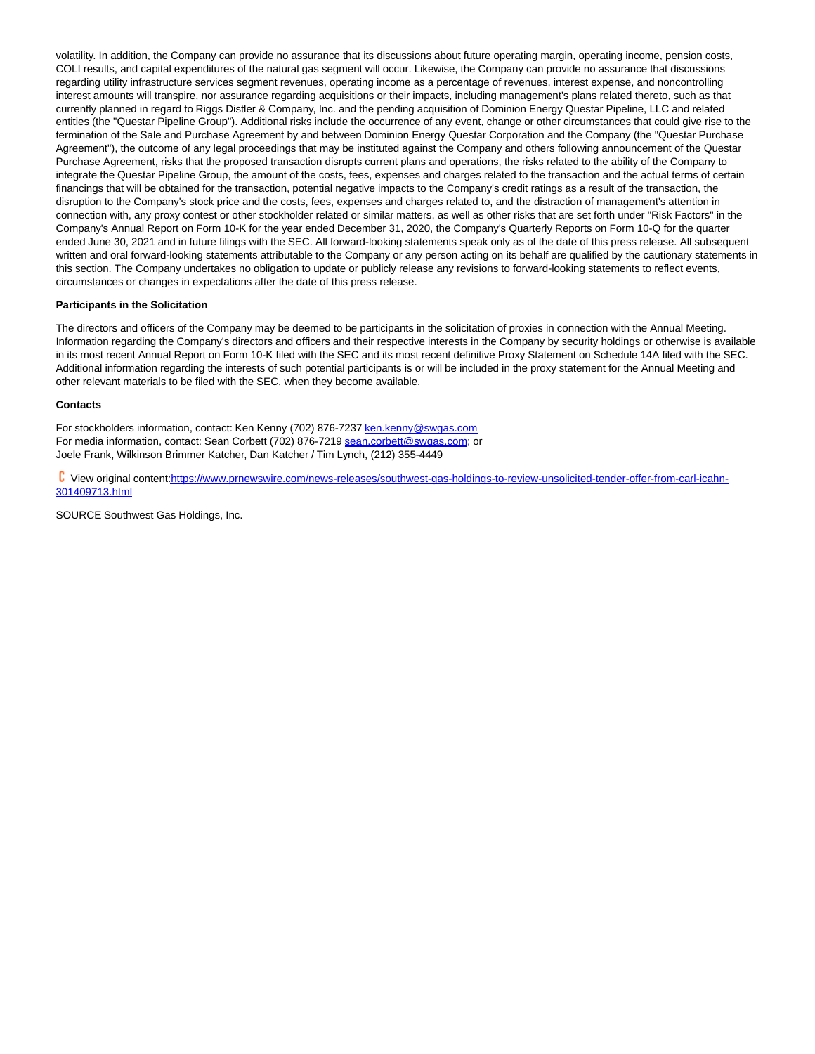volatility. In addition, the Company can provide no assurance that its discussions about future operating margin, operating income, pension costs, COLI results, and capital expenditures of the natural gas segment will occur. Likewise, the Company can provide no assurance that discussions regarding utility infrastructure services segment revenues, operating income as a percentage of revenues, interest expense, and noncontrolling interest amounts will transpire, nor assurance regarding acquisitions or their impacts, including management's plans related thereto, such as that currently planned in regard to Riggs Distler & Company, Inc. and the pending acquisition of Dominion Energy Questar Pipeline, LLC and related entities (the "Questar Pipeline Group"). Additional risks include the occurrence of any event, change or other circumstances that could give rise to the termination of the Sale and Purchase Agreement by and between Dominion Energy Questar Corporation and the Company (the "Questar Purchase Agreement"), the outcome of any legal proceedings that may be instituted against the Company and others following announcement of the Questar Purchase Agreement, risks that the proposed transaction disrupts current plans and operations, the risks related to the ability of the Company to integrate the Questar Pipeline Group, the amount of the costs, fees, expenses and charges related to the transaction and the actual terms of certain financings that will be obtained for the transaction, potential negative impacts to the Company's credit ratings as a result of the transaction, the disruption to the Company's stock price and the costs, fees, expenses and charges related to, and the distraction of management's attention in connection with, any proxy contest or other stockholder related or similar matters, as well as other risks that are set forth under "Risk Factors" in the Company's Annual Report on Form 10-K for the year ended December 31, 2020, the Company's Quarterly Reports on Form 10-Q for the quarter ended June 30, 2021 and in future filings with the SEC. All forward-looking statements speak only as of the date of this press release. All subsequent written and oral forward-looking statements attributable to the Company or any person acting on its behalf are qualified by the cautionary statements in this section. The Company undertakes no obligation to update or publicly release any revisions to forward-looking statements to reflect events, circumstances or changes in expectations after the date of this press release.

**Participants in the Solicitation**

The directors and officers of the Company may be deemed to be participants in the solicitation of proxies in connection with the Annual Meeting. Information regarding the Company's directors and officers and their respective interests in the Company by security holdings or otherwise is available in its most recent Annual Report on Form 10-K filed with the SEC and its most recent definitive Proxy Statement on Schedule 14A filed with the SEC. Additional information regarding the interests of such potential participants is or will be included in the proxy statement for the Annual Meeting and other relevant materials to be filed with the SEC, when they become available.

**Contacts**

For stockholders information, contact: Ken Kenny (702) 876-7237 ken.kenny@swgas.com
For media information, contact: Sean Corbett (702) 876-7219 sean.corbett@swgas.com; or
Joele Frank, Wilkinson Brimmer Katcher, Dan Katcher / Tim Lynch, (212) 355-4449

View original content:https://www.prnewswire.com/news-releases/southwest-gas-holdings-to-review-unsolicited-tender-offer-from-carl-icahn-301409713.html

SOURCE Southwest Gas Holdings, Inc.